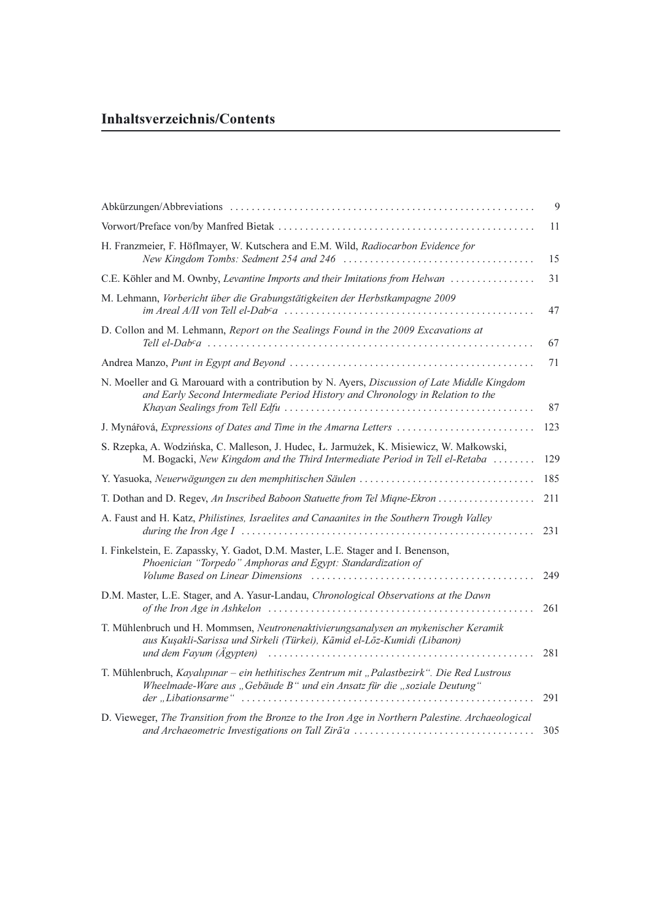## Inhaltsverzeichnis/Contents

| | |
|---|---|
| Abkürzungen/Abbreviations | 9 |
| Vorwort/Preface von/by Manfred Bietak | 11 |
| H. Franzmeier, F. Höflmayer, W. Kutschera and E.M. Wild, *Radiocarbon Evidence for New Kingdom Tombs: Sedment 254 and 246* | 15 |
| C.E. Köhler and M. Ownby, *Levantine Imports and their Imitations from Helwan* | 31 |
| M. Lehmann, *Vorbericht über die Grabungstätigkeiten der Herbstkampagne 2009 im Areal A/II von Tell el-Dabᶜa* | 47 |
| D. Collon and M. Lehmann, *Report on the Sealings Found in the 2009 Excavations at Tell el-Dabᶜa* | 67 |
| Andrea Manzo, *Punt in Egypt and Beyond* | 71 |
| N. Moeller and G. Marouard with a contribution by N. Ayers, *Discussion of Late Middle Kingdom and Early Second Intermediate Period History and Chronology in Relation to the Khayan Sealings from Tell Edfu* | 87 |
| J. Mynářová, *Expressions of Dates and Time in the Amarna Letters* | 123 |
| S. Rzepka, A. Wodzińska, C. Malleson, J. Hudec, Ł. Jarmużek, K. Misiewicz, W. Małkowski, M. Bogacki, *New Kingdom and the Third Intermediate Period in Tell el-Retaba* | 129 |
| Y. Yasuoka, *Neuerwägungen zu den memphitischen Säulen* | 185 |
| T. Dothan and D. Regev, *An Inscribed Baboon Statuette from Tel Miqne-Ekron* | 211 |
| A. Faust and H. Katz, *Philistines, Israelites and Canaanites in the Southern Trough Valley during the Iron Age I* | 231 |
| I. Finkelstein, E. Zapassky, Y. Gadot, D.M. Master, L.E. Stager and I. Benenson, *Phoenician "Torpedo" Amphoras and Egypt: Standardization of Volume Based on Linear Dimensions* | 249 |
| D.M. Master, L.E. Stager, and A. Yasur-Landau, *Chronological Observations at the Dawn of the Iron Age in Ashkelon* | 261 |
| T. Mühlenbruch und H. Mommsen, *Neutronenaktivierungsanalysen an mykenischer Keramik aus Kuşakli-Sarissa und Sirkeli (Türkei), Kāmid el-Lōz-Kumidi (Libanon) und dem Fayum (Ägypten)* | 281 |
| T. Mühlenbruch, *Kayalıpınar – ein hethitisches Zentrum mit „Palastbezirk". Die Red Lustrous Wheelmade-Ware aus „Gebäude B" und ein Ansatz für die „soziale Deutung" der „Libationsarme"* | 291 |
| D. Vieweger, *The Transition from the Bronze to the Iron Age in Northern Palestine. Archaeological and Archaeometric Investigations on Tall Zirāʿa* | 305 |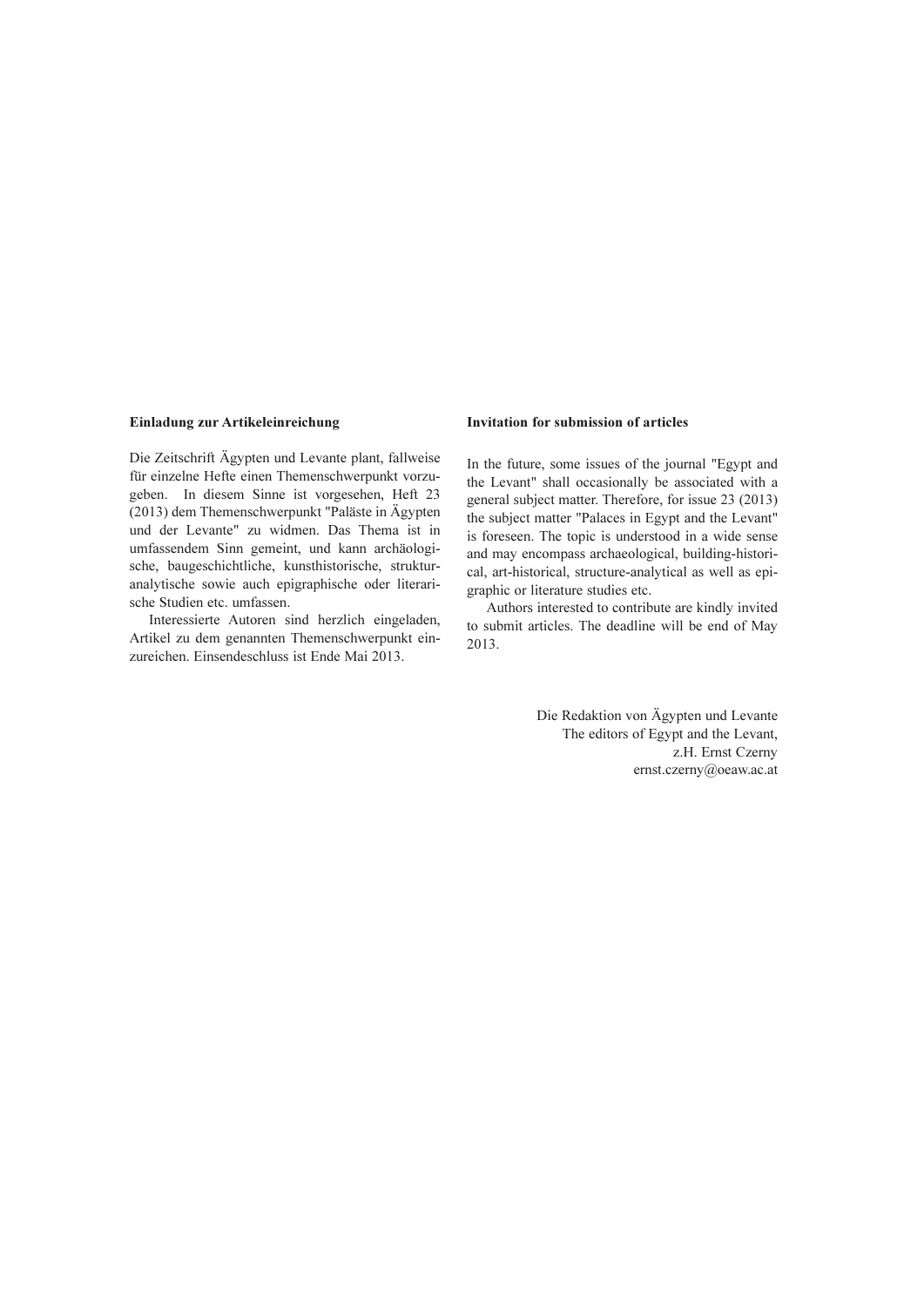**Einladung zur Artikeleinreichung**

Die Zeitschrift Ägypten und Levante plant, fallweise für einzelne Hefte einen Themenschwerpunkt vorzugeben. In diesem Sinne ist vorgesehen, Heft 23 (2013) dem Themenschwerpunkt "Paläste in Ägypten und der Levante" zu widmen. Das Thema ist in umfassendem Sinn gemeint, und kann archäologische, baugeschichtliche, kunsthistorische, strukturanalytische sowie auch epigraphische oder literarische Studien etc. umfassen.

Interessierte Autoren sind herzlich eingeladen, Artikel zu dem genannten Themenschwerpunkt einzureichen. Einsendeschluss ist Ende Mai 2013.

**Invitation for submission of articles**

In the future, some issues of the journal "Egypt and the Levant" shall occasionally be associated with a general subject matter. Therefore, for issue 23 (2013) the subject matter "Palaces in Egypt and the Levant" is foreseen. The topic is understood in a wide sense and may encompass archaeological, building-historical, art-historical, structure-analytical as well as epigraphic or literature studies etc.

Authors interested to contribute are kindly invited to submit articles. The deadline will be end of May 2013.

Die Redaktion von Ägypten und Levante
The editors of Egypt and the Levant,
z.H. Ernst Czerny
ernst.czerny@oeaw.ac.at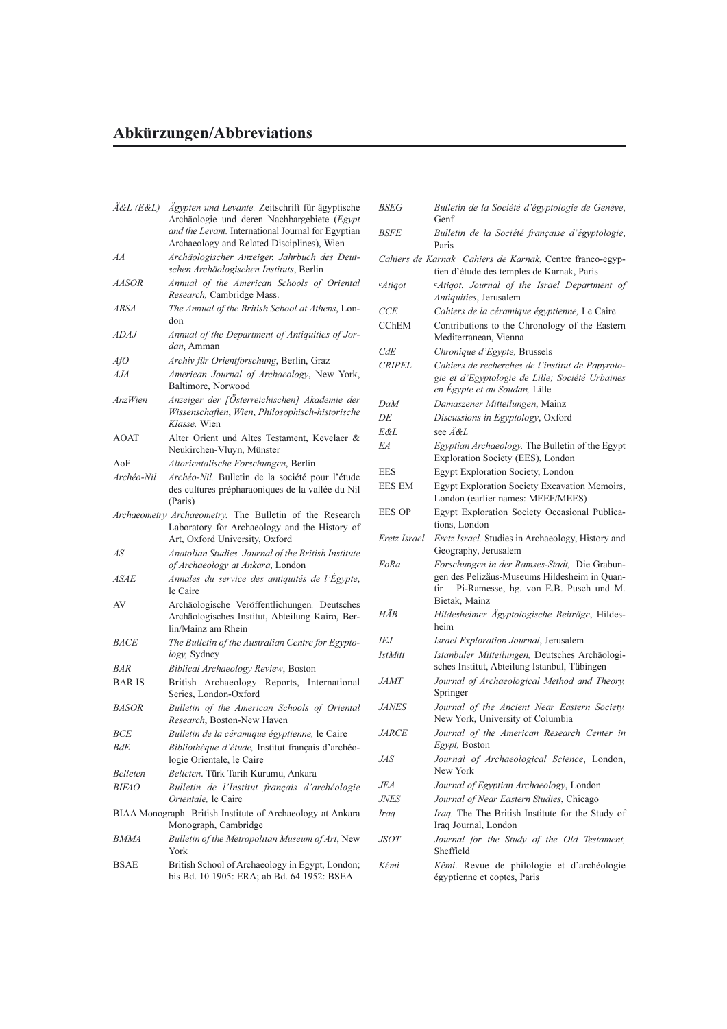# Abkürzungen/Abbreviations

| | |
|---|---|
| *Ä&L (E&L)* | *Ägypten und Levante.* Zeitschrift für ägyptische Archäologie und deren Nachbargebiete (*Egypt and the Levant.* International Journal for Egyptian Archaeology and Related Disciplines), Wien |
| *AA* | *Archäologischer Anzeiger. Jahrbuch des Deutschen Archäologischen Instituts*, Berlin |
| *AASOR* | *Annual of the American Schools of Oriental Research,* Cambridge Mass. |
| *ABSA* | *The Annual of the British School at Athens*, London |
| *ADAJ* | *Annual of the Department of Antiquities of Jordan*, Amman |
| *AfO* | *Archiv für Orientforschung*, Berlin, Graz |
| *AJA* | *American Journal of Archaeology*, New York, Baltimore, Norwood |
| *AnzWien* | *Anzeiger der [Österreichischen] Akademie der Wissenschaften, Wien, Philosophisch-historische Klasse,* Wien |
| AOAT | Alter Orient und Altes Testament, Kevelaer & Neukirchen-Vluyn, Münster |
| AoF | *Altorientalische Forschungen*, Berlin |
| *Archéo-Nil* | *Archéo-Nil.* Bulletin de la société pour l'étude des cultures prépharaoniques de la vallée du Nil (Paris) |
| *Archaeometry* | *Archaeometry.* The Bulletin of the Research Laboratory for Archaeology and the History of Art, Oxford University, Oxford |
| *AS* | *Anatolian Studies. Journal of the British Institute of Archaeology at Ankara*, London |
| *ASAE* | *Annales du service des antiquités de l'Égypte*, le Caire |
| AV | Archäologische Veröffentlichungen*.* Deutsches Archäologisches Institut, Abteilung Kairo, Berlin/Mainz am Rhein |
| *BACE* | *The Bulletin of the Australian Centre for Egyptology,* Sydney |
| *BAR* | *Biblical Archaeology Review*, Boston |
| BAR IS | British Archaeology Reports, International Series, London-Oxford |
| *BASOR* | *Bulletin of the American Schools of Oriental Research*, Boston-New Haven |
| *BCE* | *Bulletin de la céramique égyptienne,* le Caire |
| *BdE* | *Bibliothèque d'étude,* Institut français d'archéologie Orientale, le Caire |
| *Belleten* | *Belleten*. Türk Tarih Kurumu, Ankara |
| *BIFAO* | *Bulletin de l'Institut français d'archéologie Orientale,* le Caire |
| BIAA Monograph | British Institute of Archaeology at Ankara Monograph, Cambridge |
| *BMMA* | *Bulletin of the Metropolitan Museum of Art*, New York |
| BSAE | British School of Archaeology in Egypt, London; bis Bd. 10 1905: ERA; ab Bd. 64 1952: BSEA |
| *BSEG* | *Bulletin de la Société d'égyptologie de Genève*, Genf |
| *BSFE* | *Bulletin de la Société française d'égyptologie*, Paris |
| *Cahiers de Karnak* | *Cahiers de Karnak*, Centre franco-egyptien d'étude des temples de Karnak, Paris |
| *ᶜAtiqot* | *ᶜAtiqot. Journal of the Israel Department of Antiquities*, Jerusalem |
| *CCE* | *Cahiers de la céramique égyptienne,* Le Caire |
| CChEM | Contributions to the Chronology of the Eastern Mediterranean, Vienna |
| *CdE* | *Chronique d'Egypte,* Brussels |
| *CRIPEL* | *Cahiers de recherches de l'institut de Papyrologie et d'Egyptologie de Lille; Société Urbaines en Égypte et au Soudan,* Lille |
| *DaM* | *Damaszener Mitteilungen*, Mainz |
| *DE* | *Discussions in Egyptology*, Oxford |
| *E&L* | see *Ä&L* |
| *EA* | *Egyptian Archaeology.* The Bulletin of the Egypt Exploration Society (EES), London |
| EES | Egypt Exploration Society, London |
| EES EM | Egypt Exploration Society Excavation Memoirs, London (earlier names: MEEF/MEES) |
| EES OP | Egypt Exploration Society Occasional Publications, London |
| *Eretz Israel* | *Eretz Israel.* Studies in Archaeology, History and Geography, Jerusalem |
| *FoRa* | *Forschungen in der Ramses-Stadt,* Die Grabungen des Pelizäus-Museums Hildesheim in Quantir – Pi-Ramesse, hg. von E.B. Pusch und M. Bietak, Mainz |
| *HÄB* | *Hildesheimer Ägyptologische Beiträge*, Hildesheim |
| *IEJ* | *Israel Exploration Journal*, Jerusalem |
| *IstMitt* | *Istanbuler Mitteilungen,* Deutsches Archäologisches Institut, Abteilung Istanbul, Tübingen |
| *JAMT* | *Journal of Archaeological Method and Theory,* Springer |
| *JANES* | *Journal of the Ancient Near Eastern Society,* New York, University of Columbia |
| *JARCE* | *Journal of the American Research Center in Egypt,* Boston |
| *JAS* | *Journal of Archaeological Science*, London, New York |
| *JEA* | *Journal of Egyptian Archaeology*, London |
| *JNES* | *Journal of Near Eastern Studies*, Chicago |
| *Iraq* | *Iraq.* The The British Institute for the Study of Iraq Journal, London |
| *JSOT* | *Journal for the Study of the Old Testament,* Sheffield |
| *Kêmi* | *Kêmi*. Revue de philologie et d'archéologie égyptienne et coptes, Paris |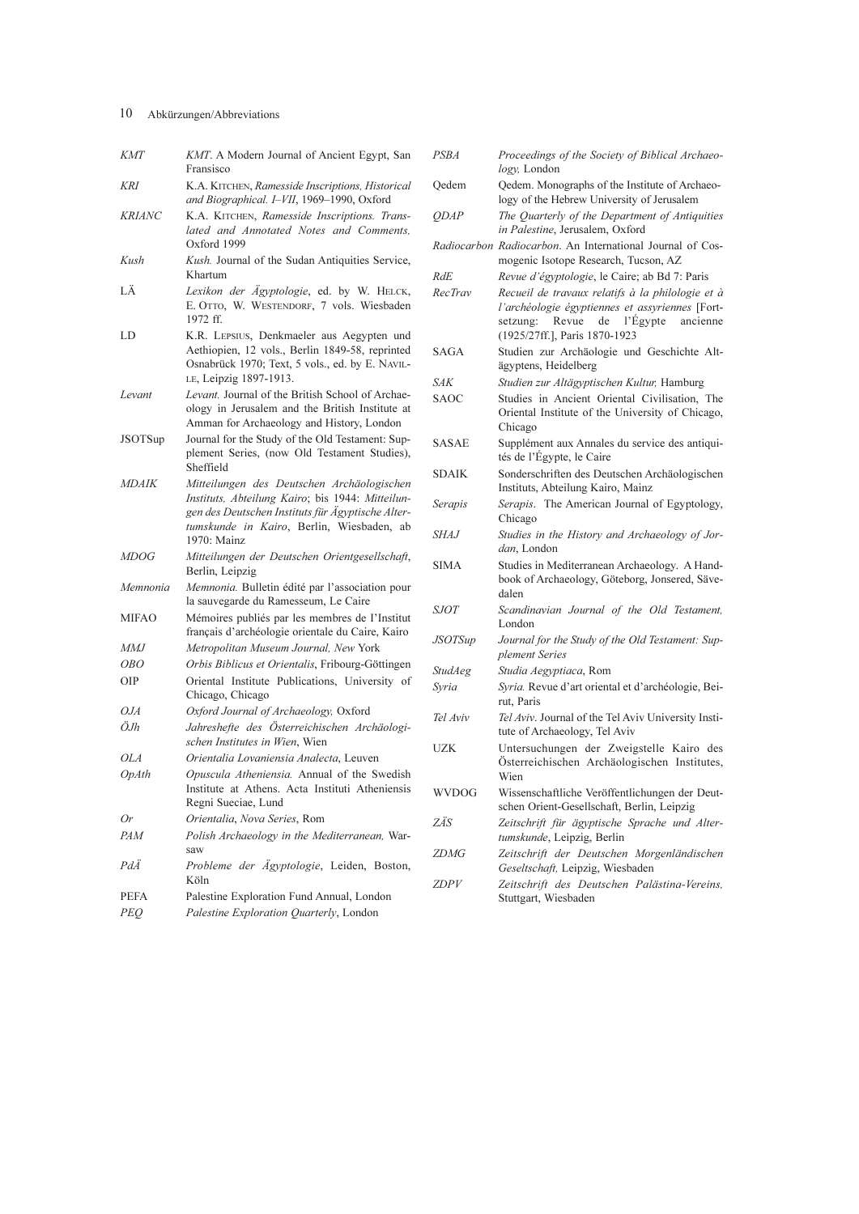| | |
|---|---|
| *KMT* | *KMT*. A Modern Journal of Ancient Egypt, San Fransisco |
| *KRI* | K.A. Kitchen, *Ramesside Inscriptions, Historical and Biographical. I–VII*, 1969–1990, Oxford |
| *KRIANC* | K.A. Kitchen, *Ramesside Inscriptions. Translated and Annotated Notes and Comments,* Oxford 1999 |
| *Kush* | *Kush.* Journal of the Sudan Antiquities Service, Khartum |
| LÄ | *Lexikon der Ägyptologie*, ed. by W. Helck, E. Otto, W. Westendorf, 7 vols. Wiesbaden 1972 ff. |
| LD | K.R. Lepsius, Denkmaeler aus Aegypten und Aethiopien, 12 vols., Berlin 1849-58, reprinted Osnabrück 1970; Text, 5 vols., ed. by E. Naville, Leipzig 1897-1913. |
| *Levant* | *Levant.* Journal of the British School of Archaeology in Jerusalem and the British Institute at Amman for Archaeology and History, London |
| JSOTSup | Journal for the Study of the Old Testament: Supplement Series, (now Old Testament Studies), Sheffield |
| *MDAIK* | *Mitteilungen des Deutschen Archäologischen Instituts, Abteilung Kairo*; bis 1944: *Mitteilungen des Deutschen Instituts für Ägyptische Altertumskunde in Kairo*, Berlin, Wiesbaden, ab 1970: Mainz |
| *MDOG* | *Mitteilungen der Deutschen Orientgesellschaft*, Berlin, Leipzig |
| *Memnonia* | *Memnonia.* Bulletin édité par l'association pour la sauvegarde du Ramesseum, Le Caire |
| MIFAO | Mémoires publiés par les membres de l'Institut français d'archéologie orientale du Caire, Kairo |
| *MMJ* | *Metropolitan Museum Journal, New* York |
| *OBO* | *Orbis Biblicus et Orientalis*, Fribourg-Göttingen |
| OIP | Oriental Institute Publications, University of Chicago, Chicago |
| *OJA* | *Oxford Journal of Archaeology,* Oxford |
| *ÖJh* | *Jahreshefte des Österreichischen Archäologischen Institutes in Wien*, Wien |
| *OLA* | *Orientalia Lovaniensia Analecta*, Leuven |
| *OpAth* | *Opuscula Atheniensia.* Annual of the Swedish Institute at Athens. Acta Instituti Atheniensis Regni Sueciae, Lund |
| *Or* | *Orientalia*, *Nova Series*, Rom |
| *PAM* | *Polish Archaeology in the Mediterranean,* Warsaw |
| *PdÄ* | *Probleme der Ägyptologie*, Leiden, Boston, Köln |
| PEFA | Palestine Exploration Fund Annual, London |
| *PEQ* | *Palestine Exploration Quarterly*, London |
| *PSBA* | *Proceedings of the Society of Biblical Archaeology,* London |
| Qedem | Qedem. Monographs of the Institute of Archaeology of the Hebrew University of Jerusalem |
| *QDAP* | *The Quarterly of the Department of Antiquities in Palestine*, Jerusalem, Oxford |
| *Radiocarbon* | *Radiocarbon*. An International Journal of Cosmogenic Isotope Research, Tucson, AZ |
| *RdE* | *Revue d'égyptologie*, le Caire; ab Bd 7: Paris |
| *RecTrav* | *Recueil de travaux relatifs à la philologie et à l'archéologie égyptiennes et assyriennes* [Fortsetzung: Revue de l'Égypte ancienne (1925/27ff.], Paris 1870-1923 |
| SAGA | Studien zur Archäologie und Geschichte Altägyptens, Heidelberg |
| *SAK* | *Studien zur Altägyptischen Kultur,* Hamburg |
| SAOC | Studies in Ancient Oriental Civilisation, The Oriental Institute of the University of Chicago, Chicago |
| SASAE | Supplément aux Annales du service des antiquités de l'Égypte, le Caire |
| SDAIK | Sonderschriften des Deutschen Archäologischen Instituts, Abteilung Kairo, Mainz |
| *Serapis* | *Serapis*. The American Journal of Egyptology, Chicago |
| *SHAJ* | *Studies in the History and Archaeology of Jordan*, London |
| SIMA | Studies in Mediterranean Archaeology. A Handbook of Archaeology, Göteborg, Jonsered, Sävedalen |
| *SJOT* | *Scandinavian Journal of the Old Testament,* London |
| *JSOTSup* | *Journal for the Study of the Old Testament: Supplement Series* |
| *StudAeg* | *Studia Aegyptiaca*, Rom |
| *Syria* | *Syria.* Revue d'art oriental et d'archéologie, Beirut, Paris |
| *Tel Aviv* | *Tel Aviv*. Journal of the Tel Aviv University Institute of Archaeology, Tel Aviv |
| UZK | Untersuchungen der Zweigstelle Kairo des Österreichischen Archäologischen Institutes, Wien |
| WVDOG | Wissenschaftliche Veröffentlichungen der Deutschen Orient-Gesellschaft, Berlin, Leipzig |
| *ZÄS* | *Zeitschrift für ägyptische Sprache und Altertumskunde*, Leipzig, Berlin |
| *ZDMG* | *Zeitschrift der Deutschen Morgenländischen Geseltschaft,* Leipzig, Wiesbaden |
| *ZDPV* | *Zeitschrift des Deutschen Palästina-Vereins,* Stuttgart, Wiesbaden |